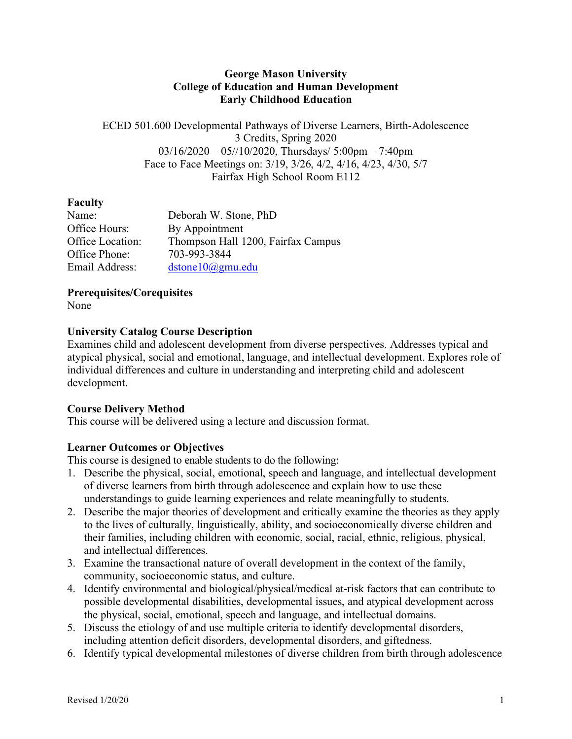**George Mason University**
**College of Education and Human Development**
**Early Childhood Education**

ECED 501.600 Developmental Pathways of Diverse Learners, Birth-Adolescence
3 Credits, Spring 2020
03/16/2020 – 05//10/2020, Thursdays/ 5:00pm – 7:40pm
Face to Face Meetings on: 3/19, 3/26, 4/2, 4/16, 4/23, 4/30, 5/7
Fairfax High School Room E112

**Faculty**

| | |
|---|---|
| Name: | Deborah W. Stone, PhD |
| Office Hours: | By Appointment |
| Office Location: | Thompson Hall 1200, Fairfax Campus |
| Office Phone: | 703-993-3844 |
| Email Address: | dstone10@gmu.edu |

**Prerequisites/Corequisites**
None

**University Catalog Course Description**
Examines child and adolescent development from diverse perspectives. Addresses typical and atypical physical, social and emotional, language, and intellectual development. Explores role of individual differences and culture in understanding and interpreting child and adolescent development.

**Course Delivery Method**
This course will be delivered using a lecture and discussion format.

**Learner Outcomes or Objectives**
This course is designed to enable students to do the following:

1. Describe the physical, social, emotional, speech and language, and intellectual development of diverse learners from birth through adolescence and explain how to use these understandings to guide learning experiences and relate meaningfully to students.
2. Describe the major theories of development and critically examine the theories as they apply to the lives of culturally, linguistically, ability, and socioeconomically diverse children and their families, including children with economic, social, racial, ethnic, religious, physical, and intellectual differences.
3. Examine the transactional nature of overall development in the context of the family, community, socioeconomic status, and culture.
4. Identify environmental and biological/physical/medical at-risk factors that can contribute to possible developmental disabilities, developmental issues, and atypical development across the physical, social, emotional, speech and language, and intellectual domains.
5. Discuss the etiology of and use multiple criteria to identify developmental disorders, including attention deficit disorders, developmental disorders, and giftedness.
6. Identify typical developmental milestones of diverse children from birth through adolescence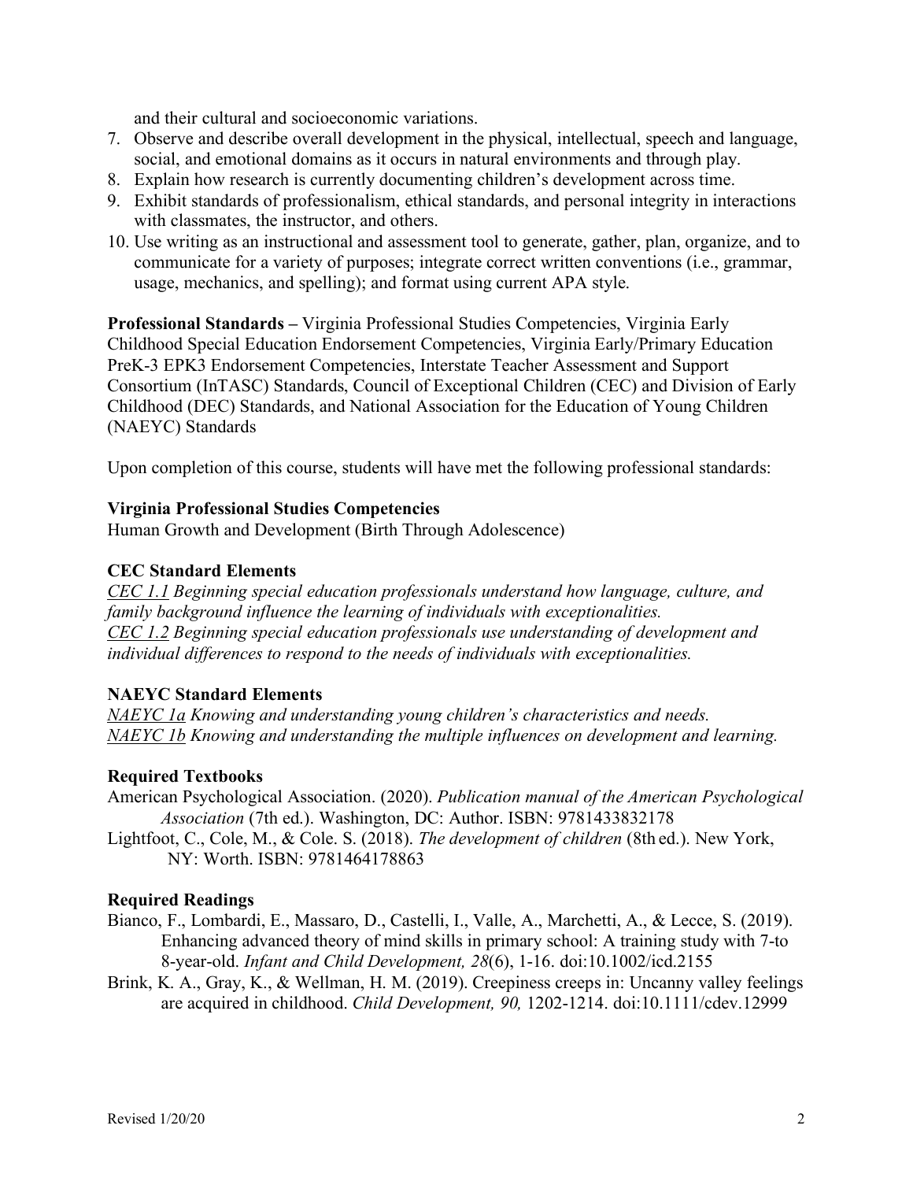and their cultural and socioeconomic variations.

7. Observe and describe overall development in the physical, intellectual, speech and language, social, and emotional domains as it occurs in natural environments and through play.
8. Explain how research is currently documenting children's development across time.
9. Exhibit standards of professionalism, ethical standards, and personal integrity in interactions with classmates, the instructor, and others.
10. Use writing as an instructional and assessment tool to generate, gather, plan, organize, and to communicate for a variety of purposes; integrate correct written conventions (i.e., grammar, usage, mechanics, and spelling); and format using current APA style.

**Professional Standards –** Virginia Professional Studies Competencies, Virginia Early Childhood Special Education Endorsement Competencies, Virginia Early/Primary Education PreK-3 EPK3 Endorsement Competencies, Interstate Teacher Assessment and Support Consortium (InTASC) Standards, Council of Exceptional Children (CEC) and Division of Early Childhood (DEC) Standards, and National Association for the Education of Young Children (NAEYC) Standards

Upon completion of this course, students will have met the following professional standards:

**Virginia Professional Studies Competencies**

Human Growth and Development (Birth Through Adolescence)

**CEC Standard Elements**

*CEC 1.1 Beginning special education professionals understand how language, culture, and family background influence the learning of individuals with exceptionalities.*
*CEC 1.2 Beginning special education professionals use understanding of development and individual differences to respond to the needs of individuals with exceptionalities.*

**NAEYC Standard Elements**

*NAEYC 1a Knowing and understanding young children's characteristics and needs.*
*NAEYC 1b Knowing and understanding the multiple influences on development and learning.*

**Required Textbooks**

American Psychological Association. (2020). *Publication manual of the American Psychological Association* (7th ed.). Washington, DC: Author. ISBN: 9781433832178

Lightfoot, C., Cole, M., & Cole. S. (2018). *The development of children* (8th ed.). New York, NY: Worth. ISBN: 9781464178863

**Required Readings**

Bianco, F., Lombardi, E., Massaro, D., Castelli, I., Valle, A., Marchetti, A., & Lecce, S. (2019). Enhancing advanced theory of mind skills in primary school: A training study with 7-to 8-year-old. *Infant and Child Development, 28*(6), 1-16. doi:10.1002/icd.2155

Brink, K. A., Gray, K., & Wellman, H. M. (2019). Creepiness creeps in: Uncanny valley feelings are acquired in childhood. *Child Development, 90,* 1202-1214. doi:10.1111/cdev.12999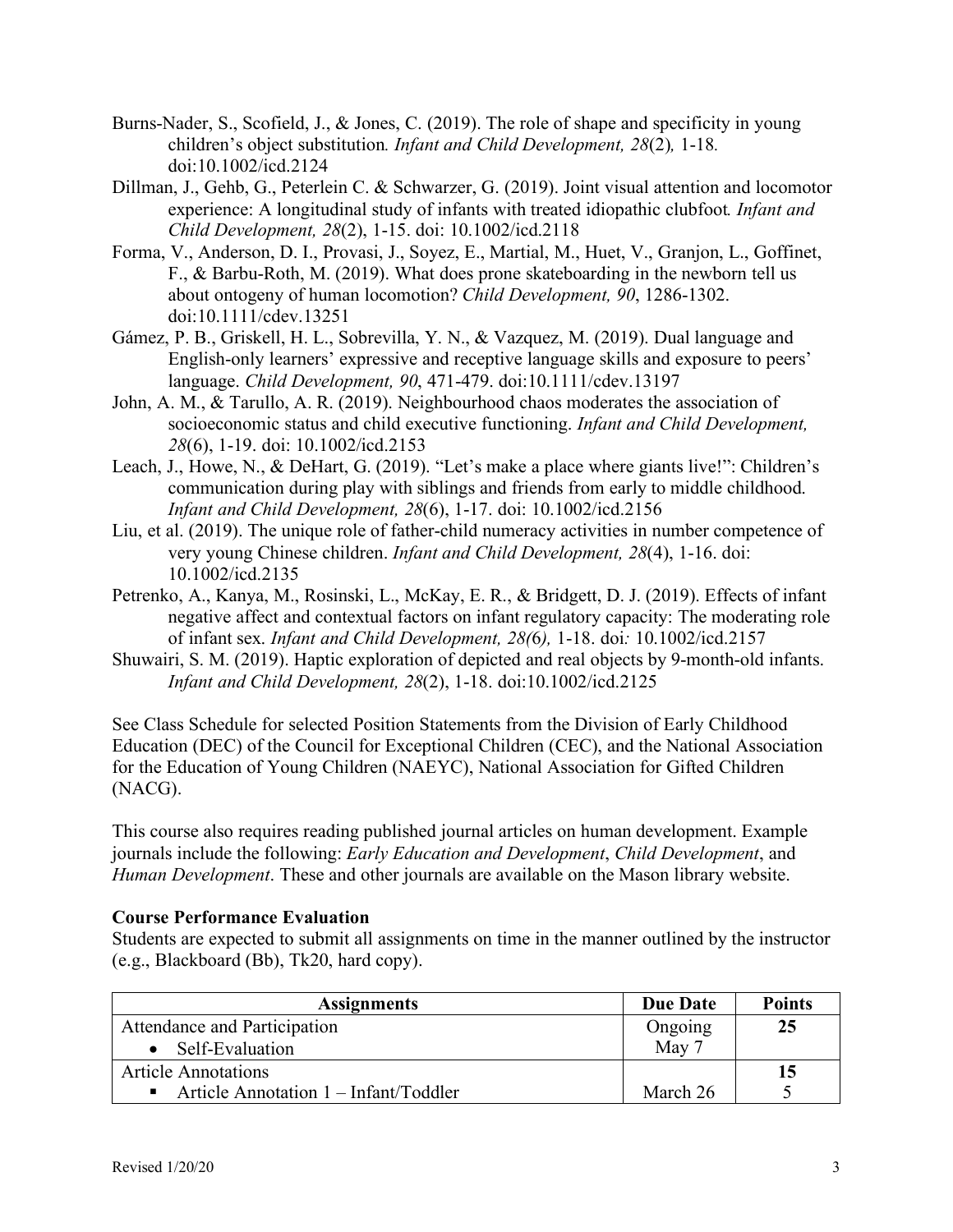Burns-Nader, S., Scofield, J., & Jones, C. (2019). The role of shape and specificity in young children's object substitution. *Infant and Child Development, 28*(2), 1-18. doi:10.1002/icd.2124

Dillman, J., Gehb, G., Peterlein C. & Schwarzer, G. (2019). Joint visual attention and locomotor experience: A longitudinal study of infants with treated idiopathic clubfoot. *Infant and Child Development, 28*(2), 1-15. doi: 10.1002/icd.2118

Forma, V., Anderson, D. I., Provasi, J., Soyez, E., Martial, M., Huet, V., Granjon, L., Goffinet, F., & Barbu-Roth, M. (2019). What does prone skateboarding in the newborn tell us about ontogeny of human locomotion? *Child Development, 90*, 1286-1302. doi:10.1111/cdev.13251

Gámez, P. B., Griskell, H. L., Sobrevilla, Y. N., & Vazquez, M. (2019). Dual language and English-only learners' expressive and receptive language skills and exposure to peers' language. *Child Development, 90*, 471-479. doi:10.1111/cdev.13197

John, A. M., & Tarullo, A. R. (2019). Neighbourhood chaos moderates the association of socioeconomic status and child executive functioning. *Infant and Child Development, 28*(6), 1-19. doi: 10.1002/icd.2153

Leach, J., Howe, N., & DeHart, G. (2019). "Let's make a place where giants live!": Children's communication during play with siblings and friends from early to middle childhood. *Infant and Child Development, 28*(6), 1-17. doi: 10.1002/icd.2156

Liu, et al. (2019). The unique role of father-child numeracy activities in number competence of very young Chinese children. *Infant and Child Development, 28*(4), 1-16. doi: 10.1002/icd.2135

Petrenko, A., Kanya, M., Rosinski, L., McKay, E. R., & Bridgett, D. J. (2019). Effects of infant negative affect and contextual factors on infant regulatory capacity: The moderating role of infant sex. *Infant and Child Development, 28(*6*),* 1-18. doi*:* 10.1002/icd.2157

Shuwairi, S. M. (2019). Haptic exploration of depicted and real objects by 9-month-old infants. *Infant and Child Development, 28*(2), 1-18. doi:10.1002/icd.2125

See Class Schedule for selected Position Statements from the Division of Early Childhood Education (DEC) of the Council for Exceptional Children (CEC), and the National Association for the Education of Young Children (NAEYC), National Association for Gifted Children (NACG).

This course also requires reading published journal articles on human development. Example journals include the following: *Early Education and Development*, *Child Development*, and *Human Development*. These and other journals are available on the Mason library website.

**Course Performance Evaluation**

Students are expected to submit all assignments on time in the manner outlined by the instructor (e.g., Blackboard (Bb), Tk20, hard copy).

| Assignments | Due Date | Points |
|---|---|---|
| Attendance and Participation<br>• Self-Evaluation | Ongoing<br>May 7 | **25** |
| Article Annotations | | **15** |
| ▪ Article Annotation 1 – Infant/Toddler | March 26 | 5 |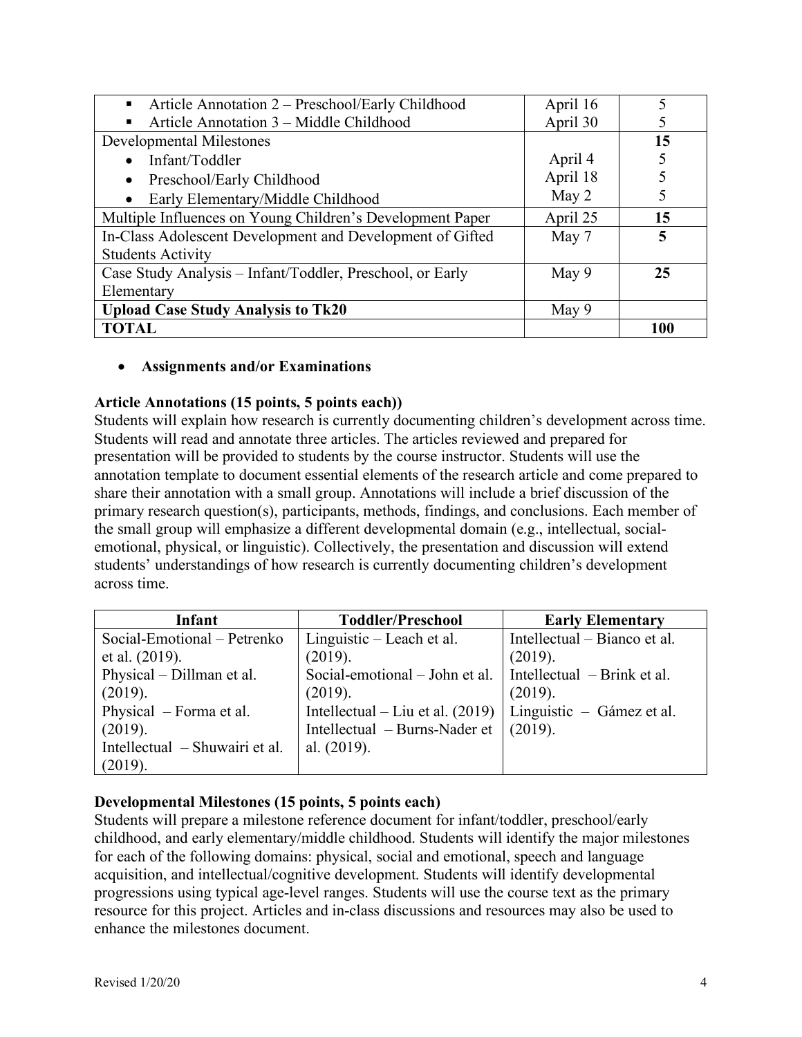| | | |
|---|---|---|
| ▪ Article Annotation 2 – Preschool/Early Childhood | April 16 | 5 |
| ▪ Article Annotation 3 – Middle Childhood | April 30 | 5 |
| Developmental Milestones | | **15** |
| • Infant/Toddler | April 4 | 5 |
| • Preschool/Early Childhood | April 18 | 5 |
| • Early Elementary/Middle Childhood | May 2 | 5 |
| Multiple Influences on Young Children's Development Paper | April 25 | **15** |
| In-Class Adolescent Development and Development of Gifted Students Activity | May 7 | **5** |
| Case Study Analysis – Infant/Toddler, Preschool, or Early Elementary | May 9 | **25** |
| **Upload Case Study Analysis to Tk20** | May 9 | |
| **TOTAL** | | **100** |

- **Assignments and/or Examinations**

**Article Annotations (15 points, 5 points each))**

Students will explain how research is currently documenting children's development across time. Students will read and annotate three articles. The articles reviewed and prepared for presentation will be provided to students by the course instructor. Students will use the annotation template to document essential elements of the research article and come prepared to share their annotation with a small group. Annotations will include a brief discussion of the primary research question(s), participants, methods, findings, and conclusions. Each member of the small group will emphasize a different developmental domain (e.g., intellectual, social-emotional, physical, or linguistic). Collectively, the presentation and discussion will extend students' understandings of how research is currently documenting children's development across time.

| Infant | Toddler/Preschool | Early Elementary |
|---|---|---|
| Social-Emotional – Petrenko et al. (2019). | Linguistic – Leach et al. (2019). | Intellectual – Bianco et al. (2019). |
| Physical – Dillman et al. (2019). | Social-emotional – John et al. (2019). | Intellectual – Brink et al. (2019). |
| Physical – Forma et al. (2019). | Intellectual – Liu et al. (2019) | Linguistic – Gámez et al. (2019). |
| Intellectual – Shuwairi et al. (2019). | Intellectual – Burns-Nader et al. (2019). | |

**Developmental Milestones (15 points, 5 points each)**

Students will prepare a milestone reference document for infant/toddler, preschool/early childhood, and early elementary/middle childhood. Students will identify the major milestones for each of the following domains: physical, social and emotional, speech and language acquisition, and intellectual/cognitive development. Students will identify developmental progressions using typical age-level ranges. Students will use the course text as the primary resource for this project. Articles and in-class discussions and resources may also be used to enhance the milestones document.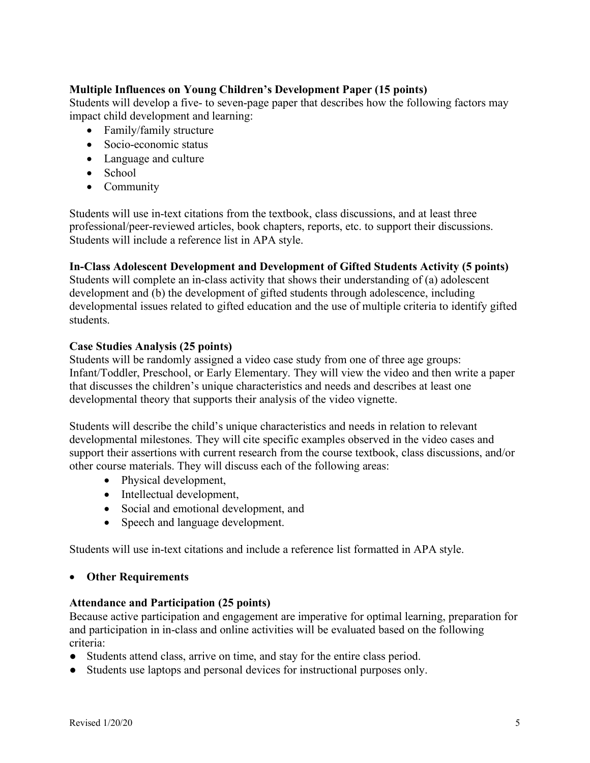**Multiple Influences on Young Children's Development Paper (15 points)**
Students will develop a five- to seven-page paper that describes how the following factors may impact child development and learning:

- Family/family structure
- Socio-economic status
- Language and culture
- School
- Community

Students will use in-text citations from the textbook, class discussions, and at least three professional/peer-reviewed articles, book chapters, reports, etc. to support their discussions. Students will include a reference list in APA style.

**In-Class Adolescent Development and Development of Gifted Students Activity (5 points)**
Students will complete an in-class activity that shows their understanding of (a) adolescent development and (b) the development of gifted students through adolescence, including developmental issues related to gifted education and the use of multiple criteria to identify gifted students.

**Case Studies Analysis (25 points)**
Students will be randomly assigned a video case study from one of three age groups: Infant/Toddler, Preschool, or Early Elementary. They will view the video and then write a paper that discusses the children's unique characteristics and needs and describes at least one developmental theory that supports their analysis of the video vignette.

Students will describe the child's unique characteristics and needs in relation to relevant developmental milestones. They will cite specific examples observed in the video cases and support their assertions with current research from the course textbook, class discussions, and/or other course materials. They will discuss each of the following areas:

- Physical development,
- Intellectual development,
- Social and emotional development, and
- Speech and language development.

Students will use in-text citations and include a reference list formatted in APA style.

- **Other Requirements**

**Attendance and Participation (25 points)**
Because active participation and engagement are imperative for optimal learning, preparation for and participation in in-class and online activities will be evaluated based on the following criteria:

- Students attend class, arrive on time, and stay for the entire class period.
- Students use laptops and personal devices for instructional purposes only.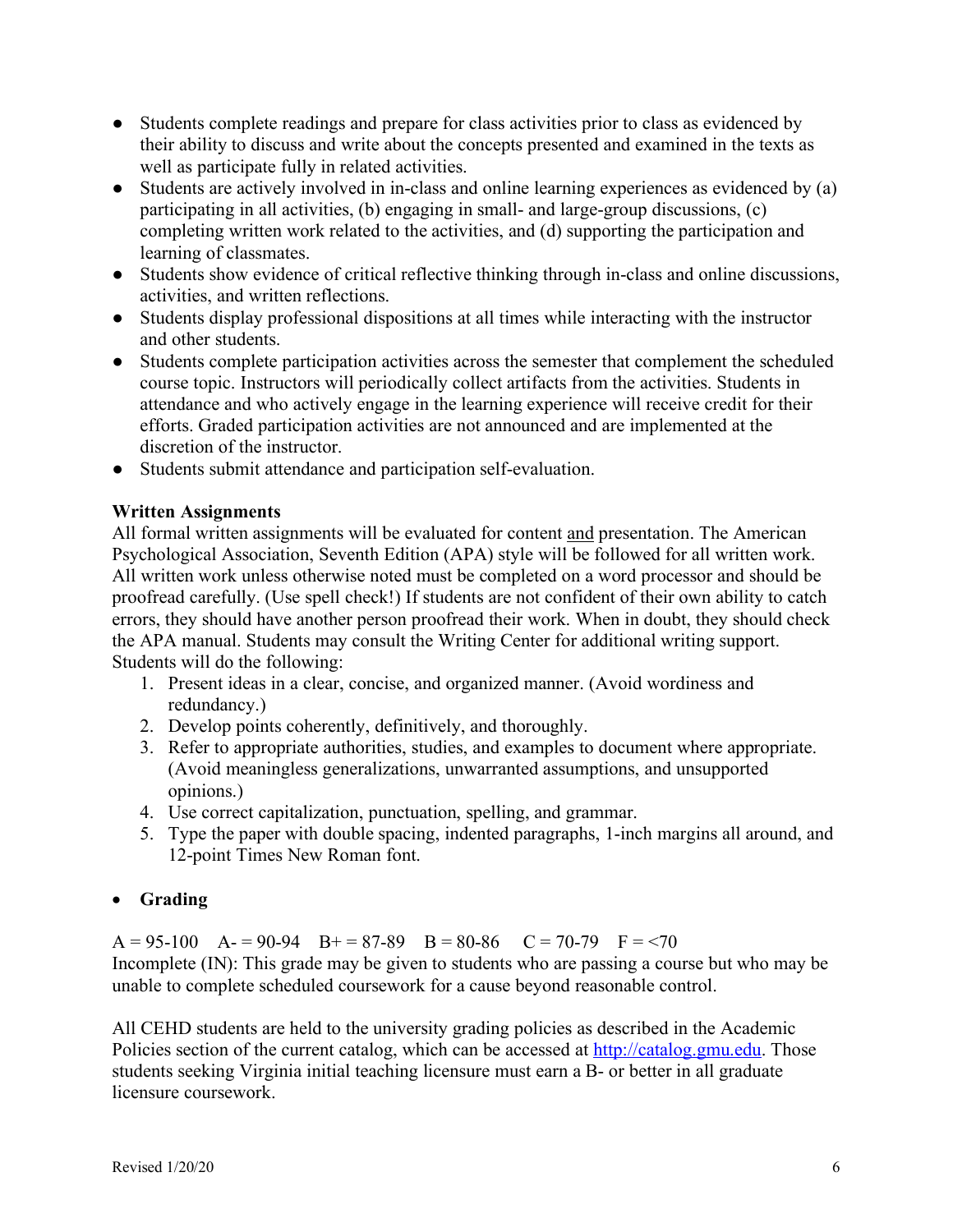- Students complete readings and prepare for class activities prior to class as evidenced by their ability to discuss and write about the concepts presented and examined in the texts as well as participate fully in related activities.
- Students are actively involved in in-class and online learning experiences as evidenced by (a) participating in all activities, (b) engaging in small- and large-group discussions, (c) completing written work related to the activities, and (d) supporting the participation and learning of classmates.
- Students show evidence of critical reflective thinking through in-class and online discussions, activities, and written reflections.
- Students display professional dispositions at all times while interacting with the instructor and other students.
- Students complete participation activities across the semester that complement the scheduled course topic. Instructors will periodically collect artifacts from the activities. Students in attendance and who actively engage in the learning experience will receive credit for their efforts. Graded participation activities are not announced and are implemented at the discretion of the instructor.
- Students submit attendance and participation self-evaluation.

**Written Assignments**

All formal written assignments will be evaluated for content and presentation. The American Psychological Association, Seventh Edition (APA) style will be followed for all written work. All written work unless otherwise noted must be completed on a word processor and should be proofread carefully. (Use spell check!) If students are not confident of their own ability to catch errors, they should have another person proofread their work. When in doubt, they should check the APA manual. Students may consult the Writing Center for additional writing support. Students will do the following:

1. Present ideas in a clear, concise, and organized manner. (Avoid wordiness and redundancy.)
2. Develop points coherently, definitively, and thoroughly.
3. Refer to appropriate authorities, studies, and examples to document where appropriate. (Avoid meaningless generalizations, unwarranted assumptions, and unsupported opinions.)
4. Use correct capitalization, punctuation, spelling, and grammar.
5. Type the paper with double spacing, indented paragraphs, 1-inch margins all around, and 12-point Times New Roman font.

- **Grading**

A = 95-100 A- = 90-94 B+ = 87-89 B = 80-86 C = 70-79 F = <70

Incomplete (IN): This grade may be given to students who are passing a course but who may be unable to complete scheduled coursework for a cause beyond reasonable control.

All CEHD students are held to the university grading policies as described in the Academic Policies section of the current catalog, which can be accessed at http://catalog.gmu.edu. Those students seeking Virginia initial teaching licensure must earn a B- or better in all graduate licensure coursework.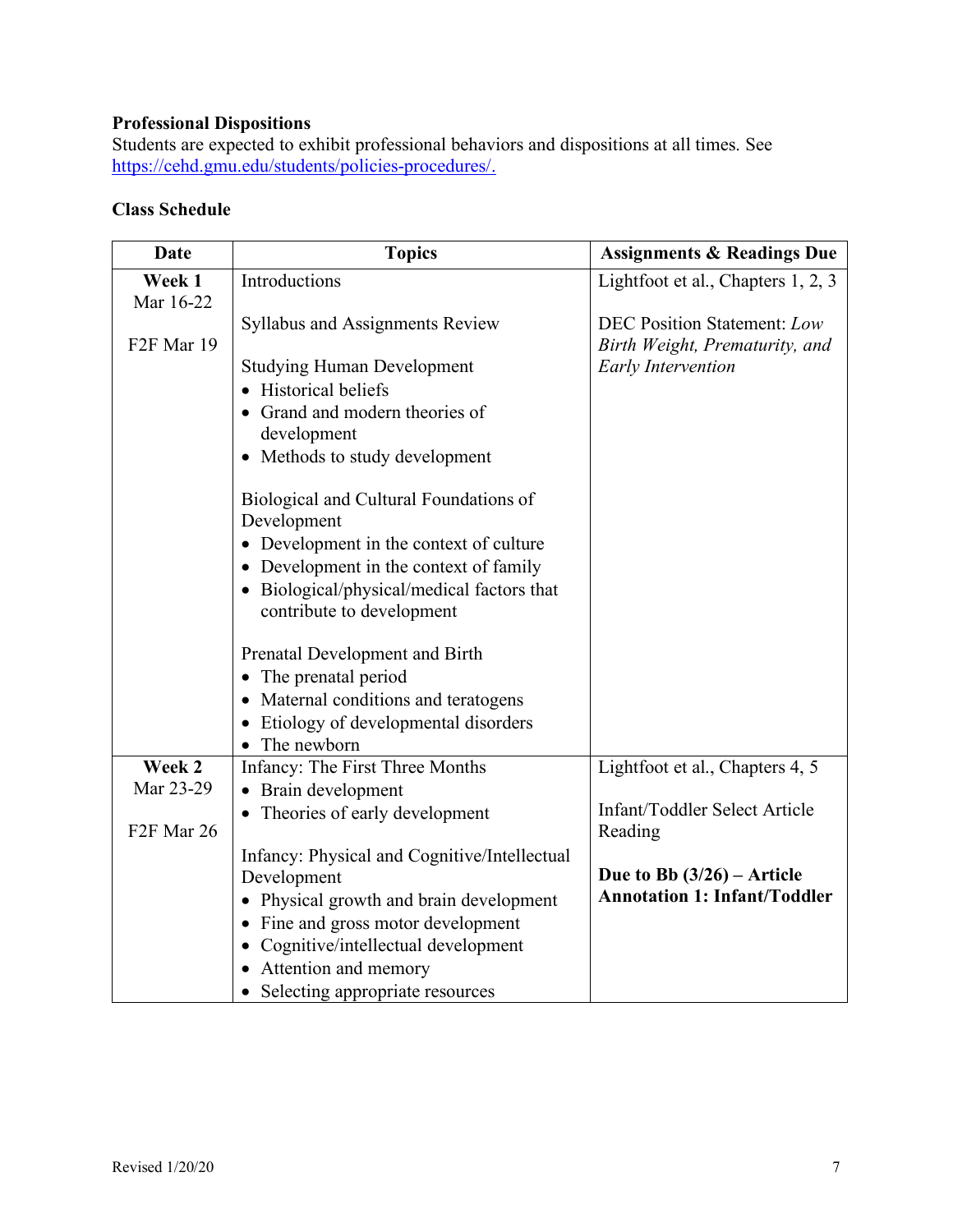**Professional Dispositions**

Students are expected to exhibit professional behaviors and dispositions at all times. See https://cehd.gmu.edu/students/policies-procedures/.

**Class Schedule**

| Date | Topics | Assignments & Readings Due |
|---|---|---|
| **Week 1**<br>Mar 16-22<br><br>F2F Mar 19 | Introductions<br><br>Syllabus and Assignments Review<br><br>Studying Human Development<br>• Historical beliefs<br>• Grand and modern theories of development<br>• Methods to study development<br><br>Biological and Cultural Foundations of Development<br>• Development in the context of culture<br>• Development in the context of family<br>• Biological/physical/medical factors that contribute to development<br><br>Prenatal Development and Birth<br>• The prenatal period<br>• Maternal conditions and teratogens<br>• Etiology of developmental disorders<br>• The newborn | Lightfoot et al., Chapters 1, 2, 3<br><br>DEC Position Statement: *Low Birth Weight, Prematurity, and Early Intervention* |
| **Week 2**<br>Mar 23-29<br><br>F2F Mar 26 | Infancy: The First Three Months<br>• Brain development<br>• Theories of early development<br><br>Infancy: Physical and Cognitive/Intellectual Development<br>• Physical growth and brain development<br>• Fine and gross motor development<br>• Cognitive/intellectual development<br>• Attention and memory<br>• Selecting appropriate resources | Lightfoot et al., Chapters 4, 5<br><br>Infant/Toddler Select Article Reading<br><br>**Due to Bb (3/26) – Article Annotation 1: Infant/Toddler** |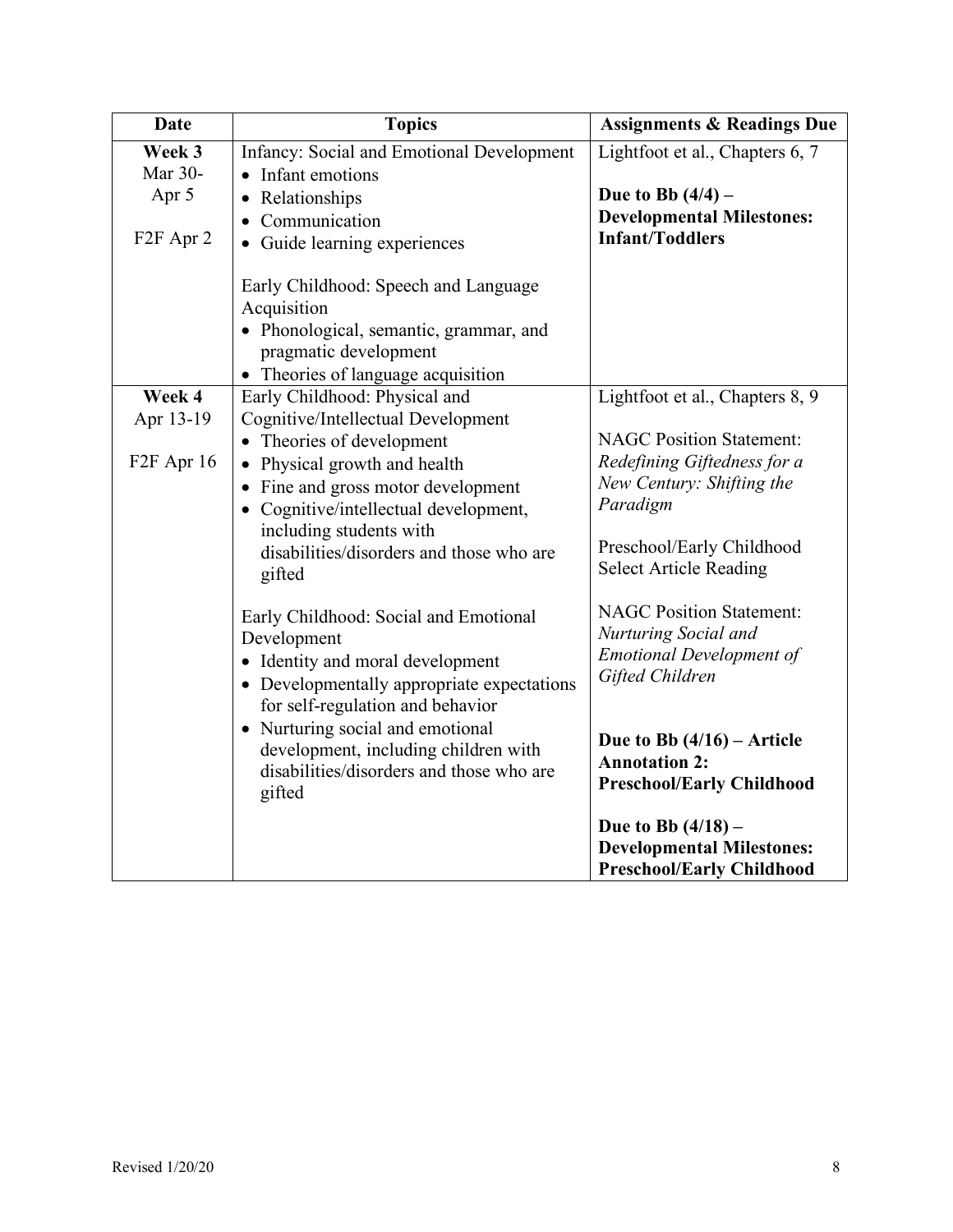| Date | Topics | Assignments & Readings Due |
|---|---|---|
| **Week 3**<br>Mar 30-<br>Apr 5<br><br>F2F Apr 2 | Infancy: Social and Emotional Development<br>• Infant emotions<br>• Relationships<br>• Communication<br>• Guide learning experiences<br><br>Early Childhood: Speech and Language Acquisition<br>• Phonological, semantic, grammar, and pragmatic development<br>• Theories of language acquisition | Lightfoot et al., Chapters 6, 7<br><br>**Due to Bb (4/4) – Developmental Milestones: Infant/Toddlers** |
| **Week 4**<br>Apr 13-19<br><br>F2F Apr 16 | Early Childhood: Physical and Cognitive/Intellectual Development<br>• Theories of development<br>• Physical growth and health<br>• Fine and gross motor development<br>• Cognitive/intellectual development, including students with disabilities/disorders and those who are gifted<br><br>Early Childhood: Social and Emotional Development<br>• Identity and moral development<br>• Developmentally appropriate expectations for self-regulation and behavior<br>• Nurturing social and emotional development, including children with disabilities/disorders and those who are gifted | Lightfoot et al., Chapters 8, 9<br><br>NAGC Position Statement: *Redefining Giftedness for a New Century: Shifting the Paradigm*<br><br>Preschool/Early Childhood Select Article Reading<br><br>NAGC Position Statement: *Nurturing Social and Emotional Development of Gifted Children*<br><br>**Due to Bb (4/16) – Article Annotation 2: Preschool/Early Childhood**<br><br>**Due to Bb (4/18) – Developmental Milestones: Preschool/Early Childhood** |

Revised 1/20/20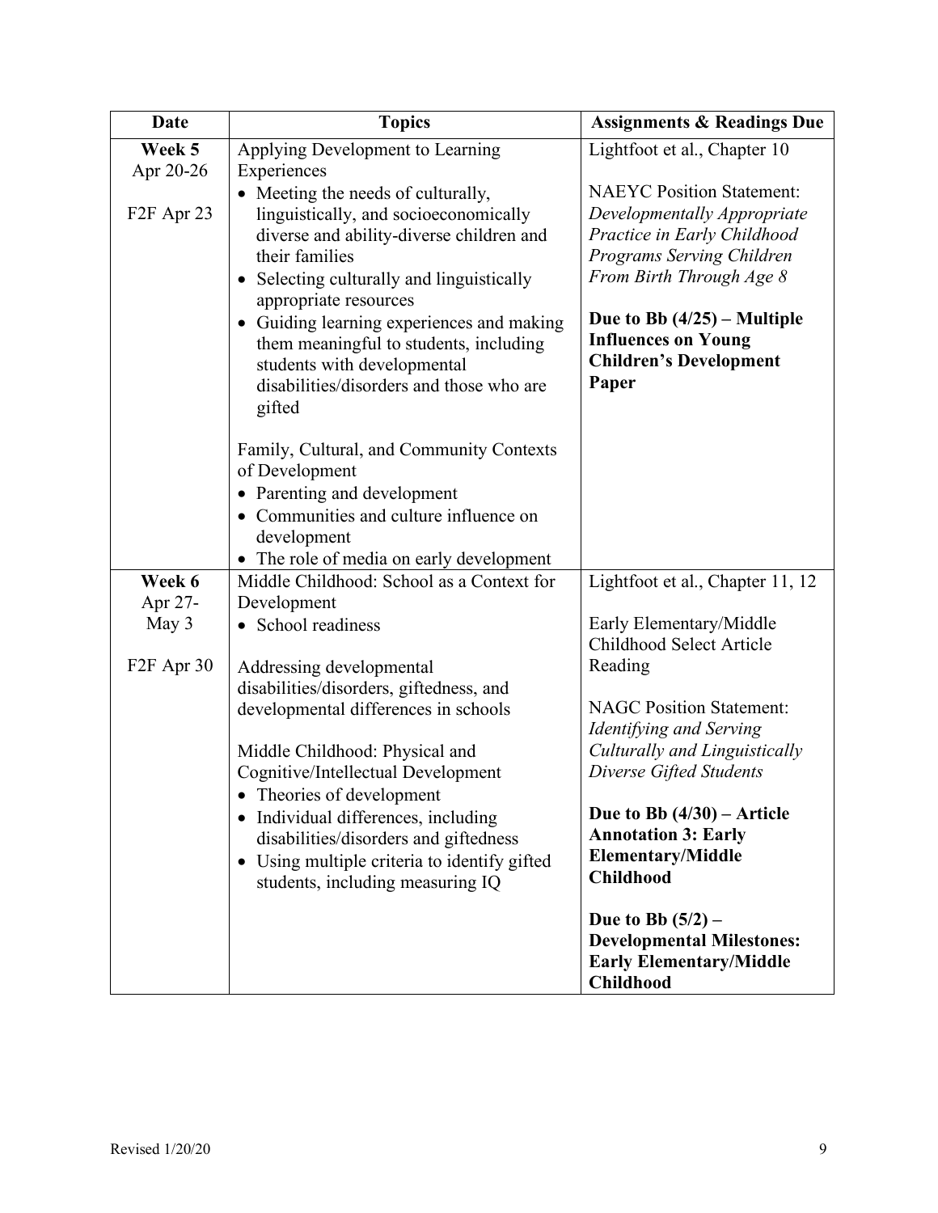| Date | Topics | Assignments & Readings Due |
|---|---|---|
| **Week 5**<br>Apr 20-26<br><br>F2F Apr 23 | Applying Development to Learning Experiences<br>• Meeting the needs of culturally, linguistically, and socioeconomically diverse and ability-diverse children and their families<br>• Selecting culturally and linguistically appropriate resources<br>• Guiding learning experiences and making them meaningful to students, including students with developmental disabilities/disorders and those who are gifted<br><br>Family, Cultural, and Community Contexts of Development<br>• Parenting and development<br>• Communities and culture influence on development<br>• The role of media on early development | Lightfoot et al., Chapter 10<br><br>NAEYC Position Statement: *Developmentally Appropriate Practice in Early Childhood Programs Serving Children From Birth Through Age 8*<br><br>**Due to Bb (4/25) – Multiple Influences on Young Children's Development Paper** |
| **Week 6**<br>Apr 27-<br>May 3<br><br>F2F Apr 30 | Middle Childhood: School as a Context for Development<br>• School readiness<br><br>Addressing developmental disabilities/disorders, giftedness, and developmental differences in schools<br><br>Middle Childhood: Physical and Cognitive/Intellectual Development<br>• Theories of development<br>• Individual differences, including disabilities/disorders and giftedness<br>• Using multiple criteria to identify gifted students, including measuring IQ | Lightfoot et al., Chapter 11, 12<br><br>Early Elementary/Middle Childhood Select Article Reading<br><br>NAGC Position Statement: *Identifying and Serving Culturally and Linguistically Diverse Gifted Students*<br><br>**Due to Bb (4/30) – Article Annotation 3: Early Elementary/Middle Childhood**<br><br>**Due to Bb (5/2) – Developmental Milestones: Early Elementary/Middle Childhood** |

Revised 1/20/20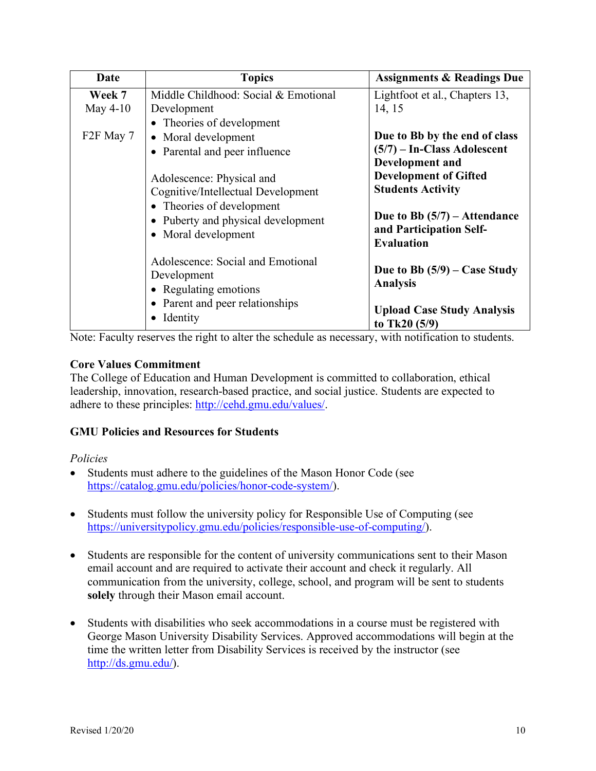| Date | Topics | Assignments & Readings Due |
|---|---|---|
| **Week 7**<br>May 4-10<br><br>F2F May 7 | Middle Childhood: Social & Emotional Development<br>• Theories of development<br>• Moral development<br>• Parental and peer influence<br><br>Adolescence: Physical and Cognitive/Intellectual Development<br>• Theories of development<br>• Puberty and physical development<br>• Moral development<br><br>Adolescence: Social and Emotional Development<br>• Regulating emotions<br>• Parent and peer relationships<br>• Identity | Lightfoot et al., Chapters 13, 14, 15<br><br>**Due to Bb by the end of class (5/7) – In-Class Adolescent Development and Development of Gifted Students Activity**<br><br>**Due to Bb (5/7) – Attendance and Participation Self-Evaluation**<br><br>**Due to Bb (5/9) – Case Study Analysis**<br><br>**Upload Case Study Analysis to Tk20 (5/9)** |

Note: Faculty reserves the right to alter the schedule as necessary, with notification to students.

**Core Values Commitment**

The College of Education and Human Development is committed to collaboration, ethical leadership, innovation, research-based practice, and social justice. Students are expected to adhere to these principles: http://cehd.gmu.edu/values/.

**GMU Policies and Resources for Students**

*Policies*

- Students must adhere to the guidelines of the Mason Honor Code (see https://catalog.gmu.edu/policies/honor-code-system/).
- Students must follow the university policy for Responsible Use of Computing (see https://universitypolicy.gmu.edu/policies/responsible-use-of-computing/).
- Students are responsible for the content of university communications sent to their Mason email account and are required to activate their account and check it regularly. All communication from the university, college, school, and program will be sent to students **solely** through their Mason email account.
- Students with disabilities who seek accommodations in a course must be registered with George Mason University Disability Services. Approved accommodations will begin at the time the written letter from Disability Services is received by the instructor (see http://ds.gmu.edu/).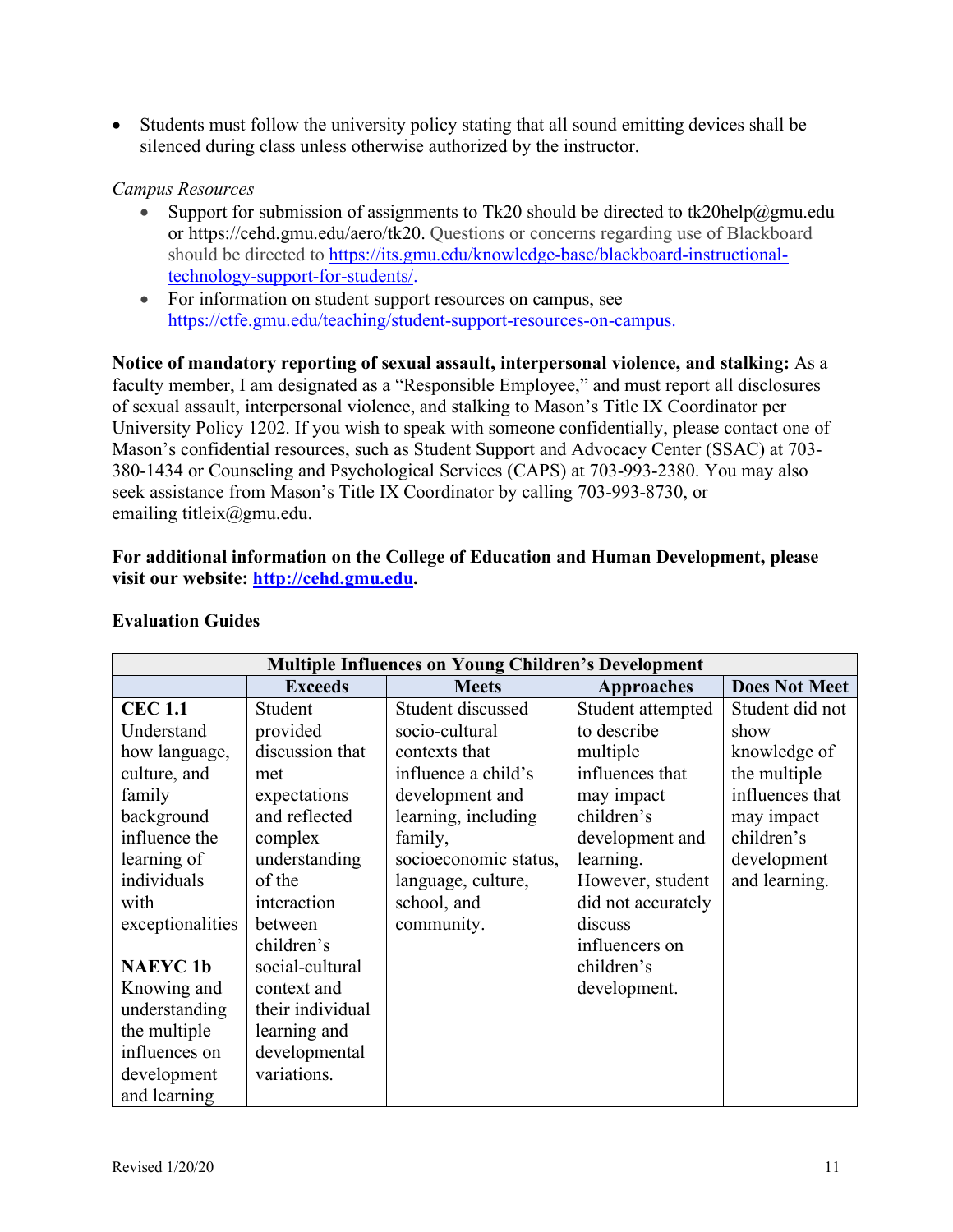- Students must follow the university policy stating that all sound emitting devices shall be silenced during class unless otherwise authorized by the instructor.

*Campus Resources*

- Support for submission of assignments to Tk20 should be directed to tk20help@gmu.edu or https://cehd.gmu.edu/aero/tk20. Questions or concerns regarding use of Blackboard should be directed to https://its.gmu.edu/knowledge-base/blackboard-instructional-technology-support-for-students/.
- For information on student support resources on campus, see https://ctfe.gmu.edu/teaching/student-support-resources-on-campus.

**Notice of mandatory reporting of sexual assault, interpersonal violence, and stalking:** As a faculty member, I am designated as a "Responsible Employee," and must report all disclosures of sexual assault, interpersonal violence, and stalking to Mason's Title IX Coordinator per University Policy 1202. If you wish to speak with someone confidentially, please contact one of Mason's confidential resources, such as Student Support and Advocacy Center (SSAC) at 703-380-1434 or Counseling and Psychological Services (CAPS) at 703-993-2380. You may also seek assistance from Mason's Title IX Coordinator by calling 703-993-8730, or emailing titleix@gmu.edu.

**For additional information on the College of Education and Human Development, please visit our website: http://cehd.gmu.edu.**

**Evaluation Guides**

| Multiple Influences on Young Children's Development | | | | |
|---|---|---|---|---|
| | **Exceeds** | **Meets** | **Approaches** | **Does Not Meet** |
| **CEC 1.1** Understand how language, culture, and family background influence the learning of individuals with exceptionalities<br><br>**NAEYC 1b** Knowing and understanding the multiple influences on development and learning | Student provided discussion that met expectations and reflected complex understanding of the interaction between children's social-cultural context and their individual learning and developmental variations. | Student discussed socio-cultural contexts that influence a child's development and learning, including family, socioeconomic status, language, culture, school, and community. | Student attempted to describe multiple influences that may impact children's development and learning. However, student did not accurately discuss influencers on children's development. | Student did not show knowledge of the multiple influences that may impact children's development and learning. |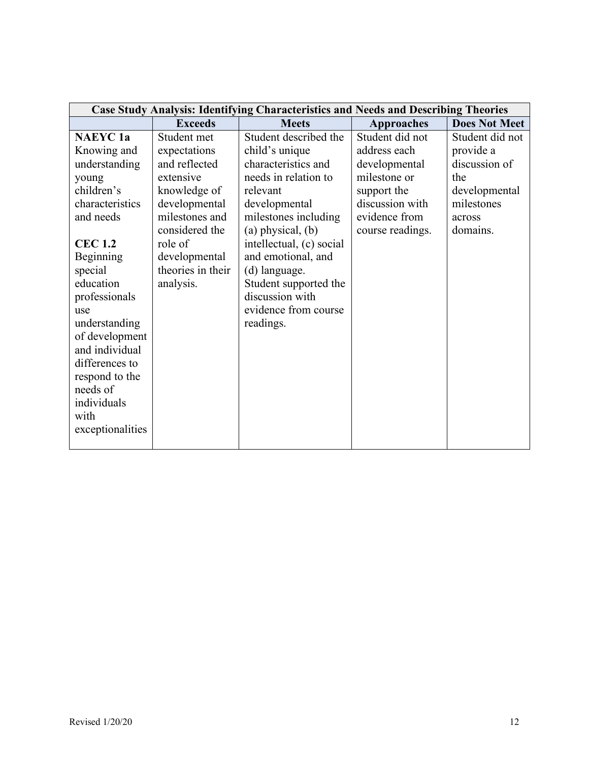| Case Study Analysis: Identifying Characteristics and Needs and Describing Theories | | | | |
|---|---|---|---|---|
| | **Exceeds** | **Meets** | **Approaches** | **Does Not Meet** |
| **NAEYC 1a** Knowing and understanding young children's characteristics and needs<br><br>**CEC 1.2** Beginning special education professionals use understanding of development and individual differences to respond to the needs of individuals with exceptionalities | Student met expectations and reflected extensive knowledge of developmental milestones and considered the role of developmental theories in their analysis. | Student described the child's unique characteristics and needs in relation to relevant developmental milestones including (a) physical, (b) intellectual, (c) social and emotional, and (d) language. Student supported the discussion with evidence from course readings. | Student did not address each developmental milestone or support the discussion with evidence from course readings. | Student did not provide a discussion of the developmental milestones across domains. |

Revised 1/20/20